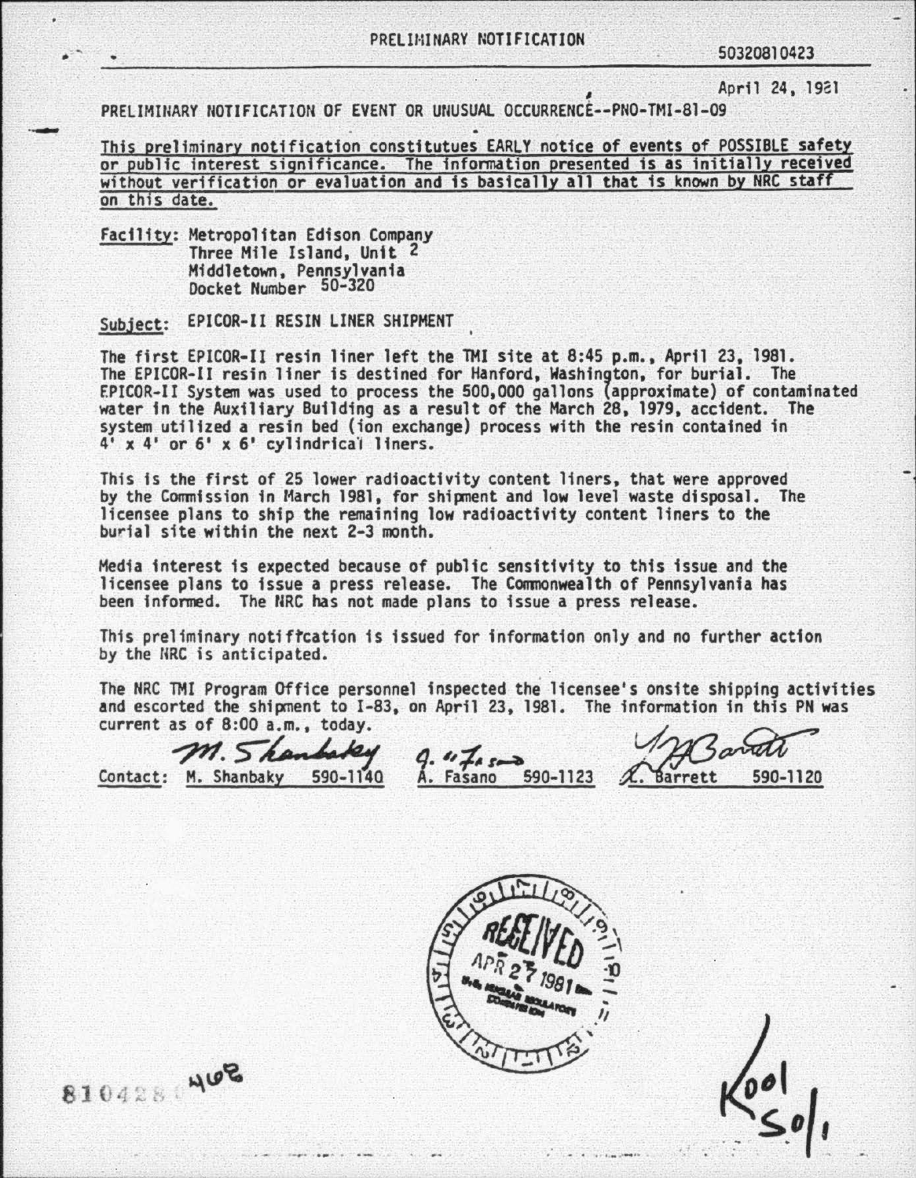PRELIMINARY NOTIFICATION

8103208100423

April 24, 1981

PRELIMINARY NOTIFICATION OF EVENT OR UNUSUAL OCCURRENCE--PNO-TMI-81-09

This preliminary notification constitutes EARLY notice of events of POSSIBLE safety or public interest significance. The information presented is as initially received without verification or evaluation and is basically all that is known by NRC staff on this date.

Facility: Metropolitan Edison Company
Three Mile Island, Unit 2
Middletown, Pennsylvania
Docket Number 50-320

Subject: EPICOR-II RESIN LINER SHIPMENT

The first EPICOR-II resin liner left the TMI site at 8:45 p.m., April 23, 1981. The EPICOR-II resin liner is destined for Hanford, Washington, for burial. The EPICOR-II System was used to process the 500,000 gallons (approximate) of contaminated water in the Auxiliary Building as a result of the March 28, 1979, accident. The system utilized a resin bed (ion exchange) process with the resin contained in 4' x 4' or 6' x 6' cylindrical liners.

This is the first of 25 lower radioactivity content liners, that were approved by the Commission in March 1981, for shipment and low level waste disposal. The licensee plans to ship the remaining low radioactivity content liners to the burial site within the next 2-3 month.

Media interest is expected because of public sensitivity to this issue and the licensee plans to issue a press release. The Commonwealth of Pennsylvania has been informed. The NRC has not made plans to issue a press release.

This preliminary notification is issued for information only and no further action by the NRC is anticipated.

The NRC TMI Program Office personnel inspected the licensee's onsite shipping activities and escorted the shipment to I-83, on April 23, 1981. The information in this PN was current as of 8:00 a.m., today.

Contact: M. Shanbaky 590-1140 A. Fasano 590-1123 L. Barrett 590-1120

RECEIVED APR 27 1981

8104280468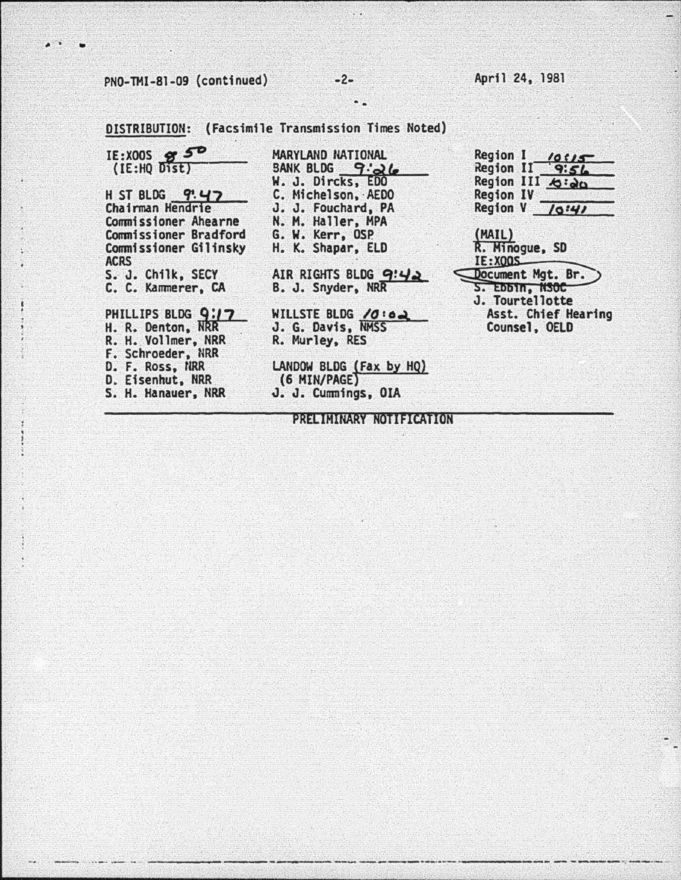PNO-TMI-81-09 (continued)

April 24, 1981

DISTRIBUTION: (Facsimile Transmission Times Noted)

IE:XOOS 8:50
(IE:HQ Dist)

H ST BLDG 9:47
Chairman Hendrie
Commissioner Ahearne
Commissioner Bradford
Commissioner Gilinsky
ACRS
S. J. Chilk, SECY
C. C. Kammerer, CA

PHILLIPS BLDG 9:17
H. R. Denton, NRR
R. H. Vollmer, NRR
F. Schroeder, NRR
D. F. Ross, NRR
D. Eisenhut, NRR
S. H. Hanauer, NRR

MARYLAND NATIONAL BANK BLDG 9:26
W. J. Dircks, EDO
C. Michelson, AEDO
J. J. Fouchard, PA
N. M. Haller, MPA
G. W. Kerr, OSP
H. K. Shapar, ELD

AIR RIGHTS BLDG 9:42
B. J. Snyder, NRR

WILLSTE BLDG 10:02
J. G. Davis, NMSS
R. Murley, RES

LANDOW BLDG (Fax by HQ)
(6 MIN/PAGE)
J. J. Cummings, OIA

Region I 10:15
Region II 9:56
Region III 10:20
Region IV
Region V 10:41

(MAIL)
R. Minogue, SD
~~IE:XOOS~~
Document Mgt. Br.
~~S. Ebbin, NSOC~~
J. Tourtellotte
Asst. Chief Hearing Counsel, OELD

PRELIMINARY NOTIFICATION